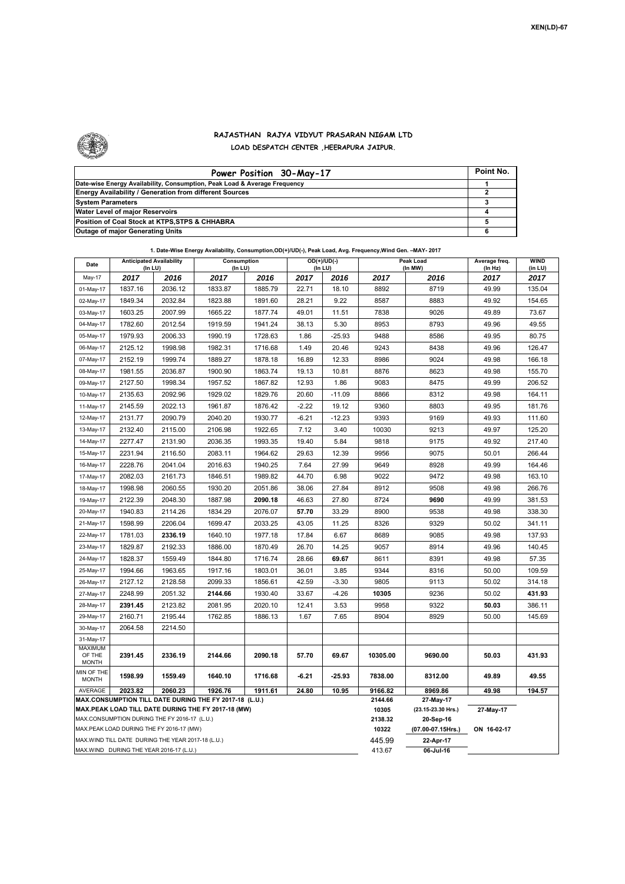XEN(LD)-67

# RAJASTHAN RAJYA VIDYUT PRASARAN NIGAM LTD
## LOAD DESPATCH CENTER ,HEERAPURA JAIPUR.

| Power Position 30-May-17 | Point No. |
|---|---|
| Date-wise Energy Availability, Consumption, Peak Load & Average Frequency | 1 |
| Energy Availability / Generation from different Sources | 2 |
| System Parameters | 3 |
| Water Level of major Reservoirs | 4 |
| Position of Coal Stock at KTPS,STPS & CHHABRA | 5 |
| Outage of major Generating Units | 6 |

**1. Date-Wise Energy Availability, Consumption,OD(+)/UD(-), Peak Load, Avg. Frequency,Wind Gen. –MAY- 2017**

| Date | Anticipated Availability (In LU) | | Consumption (In LU) | | OD(+)/UD(-) (In LU) | | Peak Load (In MW) | | Average freq. (In Hz) | WIND (in LU) |
|---|---|---|---|---|---|---|---|---|---|---|
| May-17 | 2017 | 2016 | 2017 | 2016 | 2017 | 2016 | 2017 | 2016 | 2017 | 2017 |
| 01-May-17 | 1837.16 | 2036.12 | 1833.87 | 1885.79 | 22.71 | 18.10 | 8892 | 8719 | 49.99 | 135.04 |
| 02-May-17 | 1849.34 | 2032.84 | 1823.88 | 1891.60 | 28.21 | 9.22 | 8587 | 8883 | 49.92 | 154.65 |
| 03-May-17 | 1603.25 | 2007.99 | 1665.22 | 1877.74 | 49.01 | 11.51 | 7838 | 9026 | 49.89 | 73.67 |
| 04-May-17 | 1782.60 | 2012.54 | 1919.59 | 1941.24 | 38.13 | 5.30 | 8953 | 8793 | 49.96 | 49.55 |
| 05-May-17 | 1979.93 | 2006.33 | 1990.19 | 1728.63 | 1.86 | -25.93 | 9488 | 8586 | 49.95 | 80.75 |
| 06-May-17 | 2125.12 | 1998.98 | 1982.31 | 1716.68 | 1.49 | 20.46 | 9243 | 8438 | 49.96 | 126.47 |
| 07-May-17 | 2152.19 | 1999.74 | 1889.27 | 1878.18 | 16.89 | 12.33 | 8986 | 9024 | 49.98 | 166.18 |
| 08-May-17 | 1981.55 | 2036.87 | 1900.90 | 1863.74 | 19.13 | 10.81 | 8876 | 8623 | 49.98 | 155.70 |
| 09-May-17 | 2127.50 | 1998.34 | 1957.52 | 1867.82 | 12.93 | 1.86 | 9083 | 8475 | 49.99 | 206.52 |
| 10-May-17 | 2135.63 | 2092.96 | 1929.02 | 1829.76 | 20.60 | -11.09 | 8866 | 8312 | 49.98 | 164.11 |
| 11-May-17 | 2145.59 | 2022.13 | 1961.87 | 1876.42 | -2.22 | 19.12 | 9360 | 8803 | 49.95 | 181.76 |
| 12-May-17 | 2131.77 | 2090.79 | 2040.20 | 1930.77 | -6.21 | -12.23 | 9393 | 9169 | 49.93 | 111.60 |
| 13-May-17 | 2132.40 | 2115.00 | 2106.98 | 1922.65 | 7.12 | 3.40 | 10030 | 9213 | 49.97 | 125.20 |
| 14-May-17 | 2277.47 | 2131.90 | 2036.35 | 1993.35 | 19.40 | 5.84 | 9818 | 9175 | 49.92 | 217.40 |
| 15-May-17 | 2231.94 | 2116.50 | 2083.11 | 1964.62 | 29.63 | 12.39 | 9956 | 9075 | 50.01 | 266.44 |
| 16-May-17 | 2228.76 | 2041.04 | 2016.63 | 1940.25 | 7.64 | 27.99 | 9649 | 8928 | 49.99 | 164.46 |
| 17-May-17 | 2082.03 | 2161.73 | 1846.51 | 1989.82 | 44.70 | 6.98 | 9022 | 9472 | 49.98 | 163.10 |
| 18-May-17 | 1998.98 | 2060.55 | 1930.20 | 2051.86 | 38.06 | 27.84 | 8912 | 9508 | 49.98 | 266.76 |
| 19-May-17 | 2122.39 | 2048.30 | 1887.98 | **2090.18** | 46.63 | 27.80 | 8724 | **9690** | 49.99 | 381.53 |
| 20-May-17 | 1940.83 | 2114.26 | 1834.29 | 2076.07 | **57.70** | 33.29 | 8900 | 9538 | 49.98 | 338.30 |
| 21-May-17 | 1598.99 | 2206.04 | 1699.47 | 2033.25 | 43.05 | 11.25 | 8326 | 9329 | 50.02 | 341.11 |
| 22-May-17 | 1781.03 | **2336.19** | 1640.10 | 1977.18 | 17.84 | 6.67 | 8689 | 9085 | 49.98 | 137.93 |
| 23-May-17 | 1829.87 | 2192.33 | 1886.00 | 1870.49 | 26.70 | 14.25 | 9057 | 8914 | 49.96 | 140.45 |
| 24-May-17 | 1828.37 | 1559.49 | 1844.80 | 1716.74 | 28.66 | **69.67** | 8611 | 8391 | 49.98 | 57.35 |
| 25-May-17 | 1994.66 | 1963.65 | 1917.16 | 1803.01 | 36.01 | 3.85 | 9344 | 8316 | 50.00 | 109.59 |
| 26-May-17 | 2127.12 | 2128.58 | 2099.33 | 1856.61 | 42.59 | -3.30 | 9805 | 9113 | 50.02 | 314.18 |
| 27-May-17 | 2248.99 | 2051.32 | **2144.66** | 1930.40 | 33.67 | -4.26 | **10305** | 9236 | 50.02 | **431.93** |
| 28-May-17 | **2391.45** | 2123.82 | 2081.95 | 2020.10 | 12.41 | 3.53 | 9958 | 9322 | **50.03** | 386.11 |
| 29-May-17 | 2160.71 | 2195.44 | 1762.85 | 1886.13 | 1.67 | 7.65 | 8904 | 8929 | 50.00 | 145.69 |
| 30-May-17 | 2064.58 | 2214.50 | | | | | | | | |
| 31-May-17 | | | | | | | | | | |
| MAXIMUM OF THE MONTH | 2391.45 | 2336.19 | 2144.66 | 2090.18 | 57.70 | 69.67 | 10305.00 | 9690.00 | 50.03 | 431.93 |
| MIN OF THE MONTH | 1598.99 | 1559.49 | 1640.10 | 1716.68 | -6.21 | -25.93 | 7838.00 | 8312.00 | 49.89 | 49.55 |
| AVERAGE | 2023.82 | 2060.23 | 1926.76 | 1911.61 | 24.80 | 10.95 | 9166.82 | 8969.86 | 49.98 | 194.57 |
| MAX.CONSUMPTION TILL DATE DURING THE FY 2017-18 (L.U.) | | | | | | | 2144.66 | 27-May-17 | | |
| MAX.PEAK LOAD TILL DATE DURING THE FY 2017-18 (MW) | | | | | | | 10305 | (23.15-23.30 Hrs.) | 27-May-17 | |
| MAX.CONSUMPTION DURING THE FY 2016-17 (L.U.) | | | | | | | 2138.32 | 20-Sep-16 | | |
| MAX.PEAK LOAD DURING THE FY 2016-17 (MW) | | | | | | | 10322 | (07.00-07.15Hrs.) | ON 16-02-17 | |
| MAX.WIND TILL DATE DURING THE YEAR 2017-18 (L.U.) | | | | | | | 445.99 | 22-Apr-17 | | |
| MAX.WIND DURING THE YEAR 2016-17 (L.U.) | | | | | | | 413.67 | 06-Jul-16 | | |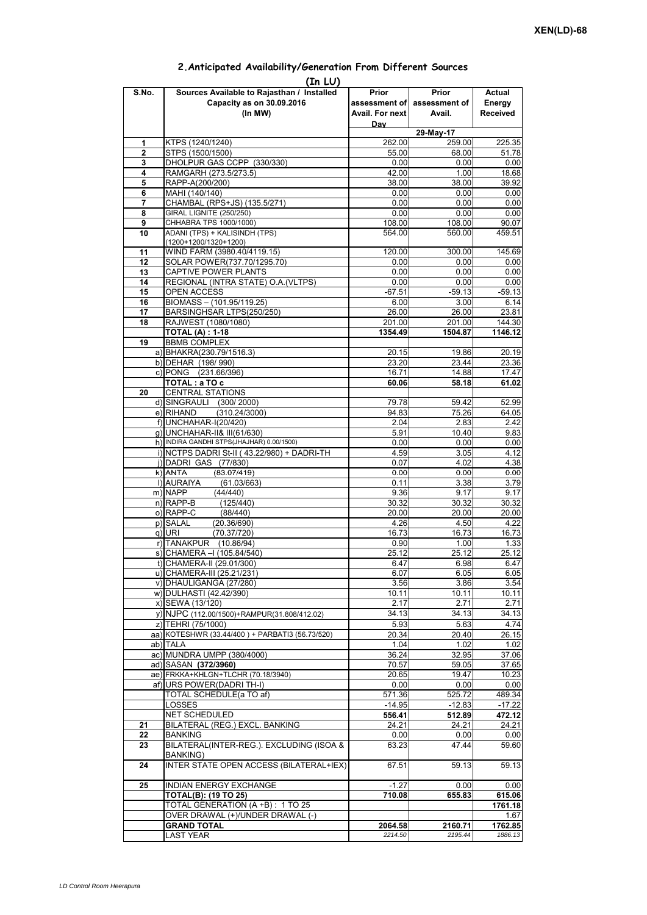## 2.Anticipated Availability/Generation From Different Sources

**(In LU)**

| S.No. | Sources Available to Rajasthan / Installed Capacity as on 30.09.2016 (In MW) | Prior assessment of Avail. For next Day | Prior assessment of Avail. | Actual Energy Received |
|---|---|---|---|---|
| | | 29-May-17 | | |
| 1 | KTPS (1240/1240) | 262.00 | 259.00 | 225.35 |
| 2 | STPS (1500/1500) | 55.00 | 68.00 | 51.78 |
| 3 | DHOLPUR GAS CCPP (330/330) | 0.00 | 0.00 | 0.00 |
| 4 | RAMGARH (273.5/273.5) | 42.00 | 1.00 | 18.68 |
| 5 | RAPP-A(200/200) | 38.00 | 38.00 | 39.92 |
| 6 | MAHI (140/140) | 0.00 | 0.00 | 0.00 |
| 7 | CHAMBAL (RPS+JS) (135.5/271) | 0.00 | 0.00 | 0.00 |
| 8 | GIRAL LIGNITE (250/250) | 0.00 | 0.00 | 0.00 |
| 9 | CHHABRA TPS 1000/1000) | 108.00 | 108.00 | 90.07 |
| 10 | ADANI (TPS) + KALISINDH (TPS) (1200+1200/1320+1200) | 564.00 | 560.00 | 459.51 |
| 11 | WIND FARM (3980.40/4119.15) | 120.00 | 300.00 | 145.69 |
| 12 | SOLAR POWER(737.70/1295.70) | 0.00 | 0.00 | 0.00 |
| 13 | CAPTIVE POWER PLANTS | 0.00 | 0.00 | 0.00 |
| 14 | REGIONAL (INTRA STATE) O.A.(VLTPS) | 0.00 | 0.00 | 0.00 |
| 15 | OPEN ACCESS | -67.51 | -59.13 | -59.13 |
| 16 | BIOMASS – (101.95/119.25) | 6.00 | 3.00 | 6.14 |
| 17 | BARSINGHSAR LTPS(250/250) | 26.00 | 26.00 | 23.81 |
| 18 | RAJWEST (1080/1080) | 201.00 | 201.00 | 144.30 |
| | **TOTAL (A) : 1-18** | **1354.49** | **1504.87** | **1146.12** |
| 19 | BBMB COMPLEX | | | |
| | a) BHAKRA(230.79/1516.3) | 20.15 | 19.86 | 20.19 |
| | b) DEHAR (198/ 990) | 23.20 | 23.44 | 23.36 |
| | c) PONG (231.66/396) | 16.71 | 14.88 | 17.47 |
| | **TOTAL : a TO c** | **60.06** | **58.18** | **61.02** |
| 20 | CENTRAL STATIONS | | | |
| | d) SINGRAULI (300/ 2000) | 79.78 | 59.42 | 52.99 |
| | e) RIHAND (310.24/3000) | 94.83 | 75.26 | 64.05 |
| | f) UNCHAHAR-I(20/420) | 2.04 | 2.83 | 2.42 |
| | g) UNCHAHAR-II& III(61/630) | 5.91 | 10.40 | 9.83 |
| | h) INDIRA GANDHI STPS(JHAJHAR) 0.00/1500) | 0.00 | 0.00 | 0.00 |
| | i) NCTPS DADRI St-II ( 43.22/980) + DADRI-TH | 4.59 | 3.05 | 4.12 |
| | j) DADRI GAS (77/830) | 0.07 | 4.02 | 4.38 |
| | k) ANTA (83.07/419) | 0.00 | 0.00 | 0.00 |
| | l) AURAIYA (61.03/663) | 0.11 | 3.38 | 3.79 |
| | m) NAPP (44/440) | 9.36 | 9.17 | 9.17 |
| | n) RAPP-B (125/440) | 30.32 | 30.32 | 30.32 |
| | o) RAPP-C (88/440) | 20.00 | 20.00 | 20.00 |
| | p) SALAL (20.36/690) | 4.26 | 4.50 | 4.22 |
| | q) URI (70.37/720) | 16.73 | 16.73 | 16.73 |
| | r) TANAKPUR (10.86/94) | 0.90 | 1.00 | 1.33 |
| | s) CHAMERA –I (105.84/540) | 25.12 | 25.12 | 25.12 |
| | t) CHAMERA-II (29.01/300) | 6.47 | 6.98 | 6.47 |
| | u) CHAMERA-III (25.21/231) | 6.07 | 6.05 | 6.05 |
| | v) DHAULIGANGA (27/280) | 3.56 | 3.86 | 3.54 |
| | w) DULHASTI (42.42/390) | 10.11 | 10.11 | 10.11 |
| | x) SEWA (13/120) | 2.17 | 2.71 | 2.71 |
| | y) NJPC (112.00/1500)+RAMPUR(31.808/412.02) | 34.13 | 34.13 | 34.13 |
| | z) TEHRI (75/1000) | 5.93 | 5.63 | 4.74 |
| | aa) KOTESHWR (33.44/400 ) + PARBATI3 (56.73/520) | 20.34 | 20.40 | 26.15 |
| | ab) TALA | 1.04 | 1.02 | 1.02 |
| | ac) MUNDRA UMPP (380/4000) | 36.24 | 32.95 | 37.06 |
| | ad) SASAN **(372/3960)** | 70.57 | 59.05 | 37.65 |
| | ae) FRKKA+KHLGN+TLCHR (70.18/3940) | 20.65 | 19.47 | 10.23 |
| | af) URS POWER(DADRI TH-I) | 0.00 | 0.00 | 0.00 |
| | TOTAL SCHEDULE(a TO af) | 571.36 | 525.72 | 489.34 |
| | LOSSES | -14.95 | -12.83 | -17.22 |
| | NET SCHEDULED | **556.41** | **512.89** | **472.12** |
| 21 | BILATERAL (REG.) EXCL. BANKING | 24.21 | 24.21 | 24.21 |
| 22 | BANKING | 0.00 | 0.00 | 0.00 |
| 23 | BILATERAL(INTER-REG.). EXCLUDING (ISOA & BANKING) | 63.23 | 47.44 | 59.60 |
| 24 | INTER STATE OPEN ACCESS (BILATERAL+IEX) | 67.51 | 59.13 | 59.13 |
| 25 | INDIAN ENERGY EXCHANGE | -1.27 | 0.00 | 0.00 |
| | **TOTAL(B): (19 TO 25)** | **710.08** | **655.83** | **615.06** |
| | TOTAL GENERATION (A +B) : 1 TO 25 | | | **1761.18** |
| | OVER DRAWAL (+)/UNDER DRAWAL (-) | | | 1.67 |
| | **GRAND TOTAL** | **2064.58** | **2160.71** | **1762.85** |
| | LAST YEAR | *2214.50* | *2195.44* | *1886.13* |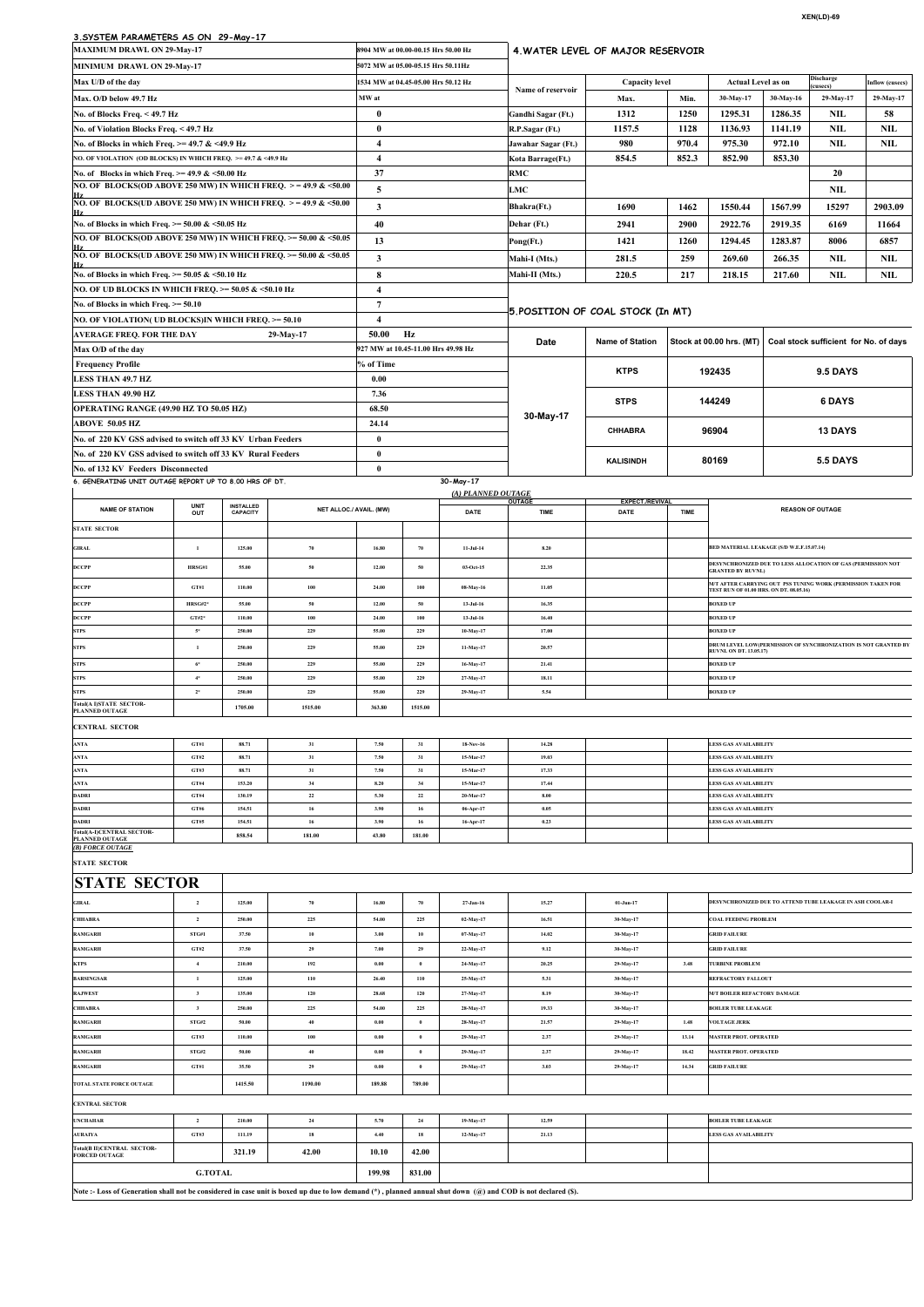XEN(LD)-69

## 3.SYSTEM PARAMETERS AS ON 29-May-17

| | |
|---|---|
| MAXIMUM DRAWL ON 29-May-17 | 8904 MW at 00.00-00.15 Hrs 50.00 Hz |
| MINIMUM DRAWL ON 29-May-17 | 5072 MW at 05.00-05.15 Hrs 50.11Hz |
| Max U/D of the day | 1534 MW at 04.45-05.00 Hrs 50.12 Hz |
| Max. O/D below 49.7 Hz | MW at |
| No. of Blocks Freq. < 49.7 Hz | 0 |
| No. of Violation Blocks Freq. < 49.7 Hz | 0 |
| No. of Blocks in which Freq. >= 49.7 & <49.9 Hz | 4 |
| NO. OF VIOLATION (OD BLOCKS) IN WHICH FREQ. >= 49.7 & <49.9 Hz | 4 |
| No. of Blocks in which Freq. >= 49.9 & <50.00 Hz | 37 |
| NO. OF BLOCKS(OD ABOVE 250 MW) IN WHICH FREQ. > = 49.9 & <50.00 Hz | 5 |
| NO. OF BLOCKS(UD ABOVE 250 MW) IN WHICH FREQ. > = 49.9 & <50.00 Hz | 3 |
| No. of Blocks in which Freq. >= 50.00 & <50.05 Hz | 40 |
| NO. OF BLOCKS(OD ABOVE 250 MW) IN WHICH FREQ. >= 50.00 & <50.05 Hz | 13 |
| NO. OF BLOCKS(UD ABOVE 250 MW) IN WHICH FREQ. >= 50.00 & <50.05 Hz | 3 |
| No. of Blocks in which Freq. >= 50.05 & <50.10 Hz | 8 |
| NO. OF UD BLOCKS IN WHICH FREQ. >= 50.05 & <50.10 Hz | 4 |
| No. of Blocks in which Freq. >= 50.10 | 7 |
| NO. OF VIOLATION( UD BLOCKS)IN WHICH FREQ. >= 50.10 | 4 |
| AVERAGE FREQ. FOR THE DAY 29-May-17 | 50.00 Hz |
| Max O/D of the day | 927 MW at 10.45-11.00 Hrs 49.98 Hz |
| Frequency Profile | % of Time |
| LESS THAN 49.7 HZ | 0.00 |
| LESS THAN 49.90 HZ | 7.36 |
| OPERATING RANGE (49.90 HZ TO 50.05 HZ) | 68.50 |
| ABOVE 50.05 HZ | 24.14 |
| No. of 220 KV GSS advised to switch off 33 KV Urban Feeders | 0 |
| No. of 220 KV GSS advised to switch off 33 KV Rural Feeders | 0 |
| No. of 132 KV Feeders Disconnected | 0 |

## 4.WATER LEVEL OF MAJOR RESERVOIR

| Name of reservoir | Capacity level | | Actual Level as on | | Discharge (cusecs) | Inflow (cusecs) |
|---|---|---|---|---|---|---|
| | Max. | Min. | 30-May-17 | 30-May-16 | 29-May-17 | 29-May-17 |
| Gandhi Sagar (Ft.) | 1312 | 1250 | 1295.31 | 1286.35 | NIL | 58 |
| R.P.Sagar (Ft.) | 1157.5 | 1128 | 1136.93 | 1141.19 | NIL | NIL |
| Jawahar Sagar (Ft.) | 980 | 970.4 | 975.30 | 972.10 | NIL | NIL |
| Kota Barrage(Ft.) | 854.5 | 852.3 | 852.90 | 853.30 | | |
| RMC | | | | | 20 | |
| LMC | | | | | NIL | |
| Bhakra(Ft.) | 1690 | 1462 | 1550.44 | 1567.99 | 15297 | 2903.09 |
| Dehar (Ft.) | 2941 | 2900 | 2922.76 | 2919.35 | 6169 | 11664 |
| Pong(Ft.) | 1421 | 1260 | 1294.45 | 1283.87 | 8006 | 6857 |
| Mahi-I (Mts.) | 281.5 | 259 | 269.60 | 266.35 | NIL | NIL |
| Mahi-II (Mts.) | 220.5 | 217 | 218.15 | 217.60 | NIL | NIL |

## 5.POSITION OF COAL STOCK (In MT)

| Date | Name of Station | Stock at 00.00 hrs. (MT) | Coal stock sufficient for No. of days |
|---|---|---|---|
| 30-May-17 | KTPS | 192435 | 9.5 DAYS |
| | STPS | 144249 | 6 DAYS |
| | CHHABRA | 96904 | 13 DAYS |
| | KALISINDH | 80169 | 5.5 DAYS |

## 6. GENERATING UNIT OUTAGE REPORT UP TO 8.00 HRS OF DT. 30-May-17

### (A) PLANNED OUTAGE

| NAME OF STATION | UNIT OUT | INSTALLED CAPACITY | NET ALLOC./ AVAIL. (MW) | | | OUTAGE DATE | OUTAGE TIME | EXPECT./REVIVAL DATE | EXPECT./REVIVAL TIME | REASON OF OUTAGE |
|---|---|---|---|---|---|---|---|---|---|---|
| STATE SECTOR | | | | | | | | | | |
| GIRAL | 1 | 125.00 | 70 | 16.80 | 70 | 11-Jul-14 | 8.20 | | | BED MATERIAL LEAKAGE (S/D W.E.F.15.07.14) |
| DCCPP | HRSG#1 | 55.00 | 50 | 12.00 | 50 | 03-Oct-15 | 22.35 | | | DESYNCHRONIZED DUE TO LESS ALLOCATION OF GAS (PERMISSION NOT GRANTED BY RUVNL) |
| DCCPP | GT#1 | 110.00 | 100 | 24.00 | 100 | 08-May-16 | 11.05 | | | S/T AFTER CARRYING OUT PSS TUNING WORK (PERMISSION TAKEN FOR TEST RUN OF 01.00 HRS. ON DT. 08.05.16) |
| DCCPP | HRSG#2* | 55.00 | 50 | 12.00 | 50 | 13-Jul-16 | 16.35 | | | BOXED UP |
| DCCPP | GT#2* | 110.00 | 100 | 24.00 | 100 | 13-Jul-16 | 16.40 | | | BOXED UP |
| STPS | 5* | 250.00 | 229 | 55.00 | 229 | 10-May-17 | 17.00 | | | BOXED UP |
| STPS | 1 | 250.00 | 229 | 55.00 | 229 | 11-May-17 | 20.57 | | | DRUM LEVEL LOW(PERMISSION OF SYNCHRONIZATION IS NOT GRANTED BY RUVNL ON DT. 13.05.17) |
| STPS | 6* | 250.00 | 229 | 55.00 | 229 | 16-May-17 | 21.41 | | | BOXED UP |
| STPS | 4* | 250.00 | 229 | 55.00 | 229 | 27-May-17 | 18.11 | | | BOXED UP |
| STPS | 2* | 250.00 | 229 | 55.00 | 229 | 29-May-17 | 5.54 | | | BOXED UP |
| Total(A I)STATE SECTOR-PLANNED OUTAGE | | 1705.00 | 1515.00 | 363.80 | 1515.00 | | | | | |
| CENTRAL SECTOR | | | | | | | | | | |
| ANTA | GT#1 | 88.71 | 31 | 7.50 | 31 | 18-Nov-16 | 14.28 | | | LESS GAS AVAILABILITY |
| ANTA | GT#2 | 88.71 | 31 | 7.50 | 31 | 15-Mar-17 | 19.03 | | | LESS GAS AVAILABILITY |
| ANTA | GT#3 | 88.71 | 31 | 7.50 | 31 | 15-Mar-17 | 17.33 | | | LESS GAS AVAILABILITY |
| ANTA | GT#4 | 153.20 | 34 | 8.20 | 34 | 15-Mar-17 | 17.44 | | | LESS GAS AVAILABILITY |
| DADRI | GT#4 | 130.19 | 22 | 5.30 | 22 | 20-Mar-17 | 8.00 | | | LESS GAS AVAILABILITY |
| DADRI | GT#6 | 154.51 | 16 | 3.90 | 16 | 06-Apr-17 | 0.05 | | | LESS GAS AVAILABILITY |
| DADRI | GT#5 | 154.51 | 16 | 3.90 | 16 | 16-Apr-17 | 0.23 | | | LESS GAS AVAILABILITY |
| Total(A-I)CENTRAL SECTOR-PLANNED OUTAGE | | 858.54 | 181.00 | 43.80 | 181.00 | | | | | |

### (B) FORCE OUTAGE

| NAME OF STATION | UNIT OUT | INSTALLED CAPACITY | NET ALLOC./ AVAIL. (MW) | | | OUTAGE DATE | OUTAGE TIME | EXPECT./REVIVAL DATE | EXPECT./REVIVAL TIME | REASON OF OUTAGE |
|---|---|---|---|---|---|---|---|---|---|---|
| STATE SECTOR | | | | | | | | | | |
| GIRAL | 2 | 125.00 | 70 | 16.80 | 70 | 27-Jan-16 | 15.27 | 01-Jun-17 | | DESYNCHRONIZED DUE TO ATTEND TUBE LEAKAGE IN ASH COOLAR-I |
| CHHABRA | 2 | 250.00 | 225 | 54.00 | 225 | 02-May-17 | 16.51 | 30-May-17 | | COAL FEEDING PROBLEM |
| RAMGARH | STG#1 | 37.50 | 10 | 3.00 | 10 | 07-May-17 | 14.02 | 30-May-17 | | GRID FAILURE |
| RAMGARH | GT#2 | 37.50 | 29 | 7.00 | 29 | 22-May-17 | 9.12 | 30-May-17 | | GRID FAILURE |
| KTPS | 4 | 210.00 | 192 | 0.00 | 0 | 24-May-17 | 20.25 | 29-May-17 | 3.48 | TURBINE PROBLEM |
| BARSINGSAR | 1 | 125.00 | 110 | 26.40 | 110 | 25-May-17 | 5.31 | 30-May-17 | | REFRACTORY FALLOUT |
| RAJWEST | 3 | 135.00 | 120 | 28.68 | 120 | 27-May-17 | 8.19 | 30-May-17 | | S/T BOILER REFACTORY DAMAGE |
| CHHABRA | 3 | 250.00 | 225 | 54.00 | 225 | 28-May-17 | 19.33 | 30-May-17 | | BOILER TUBE LEAKAGE |
| RAMGARH | STG#2 | 50.00 | 40 | 0.00 | 0 | 28-May-17 | 21.57 | 29-May-17 | 1.48 | VOLTAGE JERK |
| RAMGARH | GT#3 | 110.00 | 100 | 0.00 | 0 | 29-May-17 | 2.37 | 29-May-17 | 13.14 | MASTER PROT. OPERATED |
| RAMGARH | STG#2 | 50.00 | 40 | 0.00 | 0 | 29-May-17 | 2.37 | 29-May-17 | 18.42 | MASTER PROT. OPERATED |
| RAMGARH | GT#1 | 35.50 | 29 | 0.00 | 0 | 29-May-17 | 3.03 | 29-May-17 | 14.34 | GRID FAILURE |
| TOTAL STATE FORCE OUTAGE | | 1415.50 | 1190.00 | 189.88 | 789.00 | | | | | |
| CENTRAL SECTOR | | | | | | | | | | |
| UNCHAHAR | 2 | 210.00 | 24 | 5.70 | 24 | 19-May-17 | 12.59 | | | BOILER TUBE LEAKAGE |
| AURAIYA | GT#3 | 111.19 | 18 | 4.40 | 18 | 12-May-17 | 21.13 | | | LESS GAS AVAILABILITY |
| Total(B II)CENTRAL SECTOR-FORCED OUTAGE | | 321.19 | 42.00 | 10.10 | 42.00 | | | | | |
| G.TOTAL | | | | 199.98 | 831.00 | | | | | |

Note :- Loss of Generation shall not be considered in case unit is boxed up due to low demand (*) , planned annual shut down (@) and COD is not declared ($).